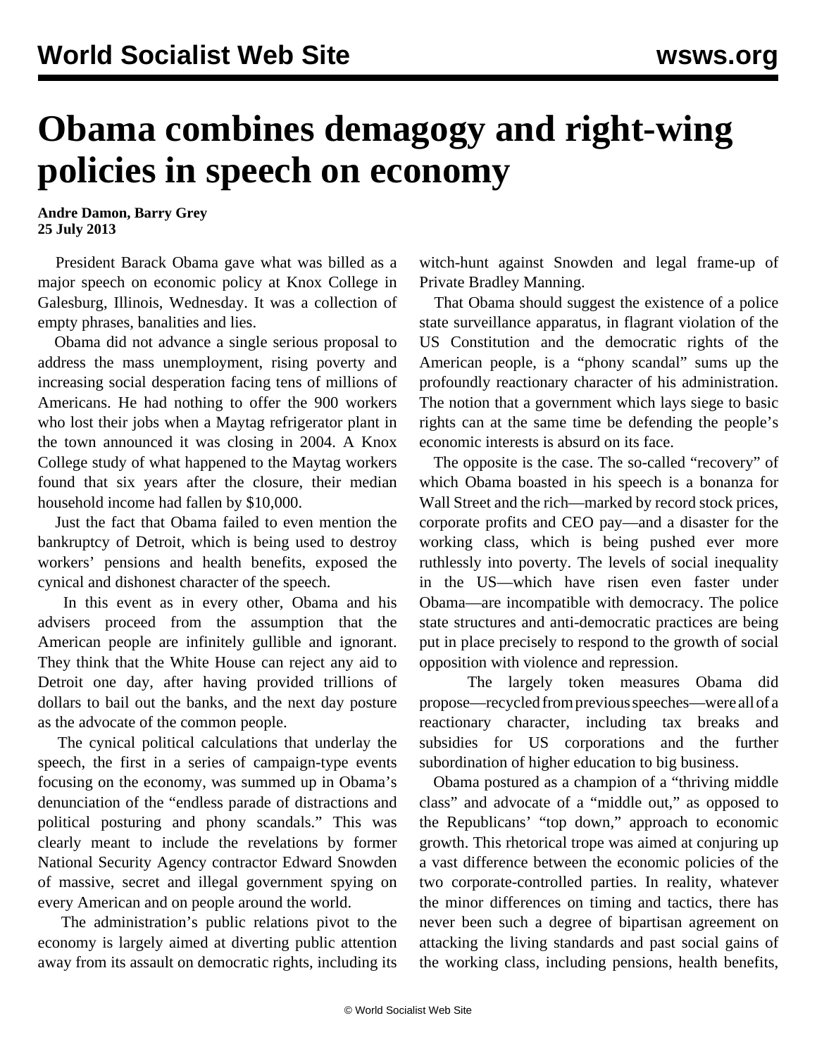# Obama combines demagogy and right-wing policies in speech on economy

**Andre Damon, Barry Grey**
**25 July 2013**

President Barack Obama gave what was billed as a major speech on economic policy at Knox College in Galesburg, Illinois, Wednesday. It was a collection of empty phrases, banalities and lies.

Obama did not advance a single serious proposal to address the mass unemployment, rising poverty and increasing social desperation facing tens of millions of Americans. He had nothing to offer the 900 workers who lost their jobs when a Maytag refrigerator plant in the town announced it was closing in 2004. A Knox College study of what happened to the Maytag workers found that six years after the closure, their median household income had fallen by $10,000.

Just the fact that Obama failed to even mention the bankruptcy of Detroit, which is being used to destroy workers' pensions and health benefits, exposed the cynical and dishonest character of the speech.

In this event as in every other, Obama and his advisers proceed from the assumption that the American people are infinitely gullible and ignorant. They think that the White House can reject any aid to Detroit one day, after having provided trillions of dollars to bail out the banks, and the next day posture as the advocate of the common people.

The cynical political calculations that underlay the speech, the first in a series of campaign-type events focusing on the economy, was summed up in Obama's denunciation of the "endless parade of distractions and political posturing and phony scandals." This was clearly meant to include the revelations by former National Security Agency contractor Edward Snowden of massive, secret and illegal government spying on every American and on people around the world.

The administration's public relations pivot to the economy is largely aimed at diverting public attention away from its assault on democratic rights, including its witch-hunt against Snowden and legal frame-up of Private Bradley Manning.

That Obama should suggest the existence of a police state surveillance apparatus, in flagrant violation of the US Constitution and the democratic rights of the American people, is a "phony scandal" sums up the profoundly reactionary character of his administration. The notion that a government which lays siege to basic rights can at the same time be defending the people's economic interests is absurd on its face.

The opposite is the case. The so-called "recovery" of which Obama boasted in his speech is a bonanza for Wall Street and the rich—marked by record stock prices, corporate profits and CEO pay—and a disaster for the working class, which is being pushed ever more ruthlessly into poverty. The levels of social inequality in the US—which have risen even faster under Obama—are incompatible with democracy. The police state structures and anti-democratic practices are being put in place precisely to respond to the growth of social opposition with violence and repression.

The largely token measures Obama did propose—recycled from previous speeches—were all of a reactionary character, including tax breaks and subsidies for US corporations and the further subordination of higher education to big business.

Obama postured as a champion of a "thriving middle class" and advocate of a "middle out," as opposed to the Republicans' "top down," approach to economic growth. This rhetorical trope was aimed at conjuring up a vast difference between the economic policies of the two corporate-controlled parties. In reality, whatever the minor differences on timing and tactics, there has never been such a degree of bipartisan agreement on attacking the living standards and past social gains of the working class, including pensions, health benefits,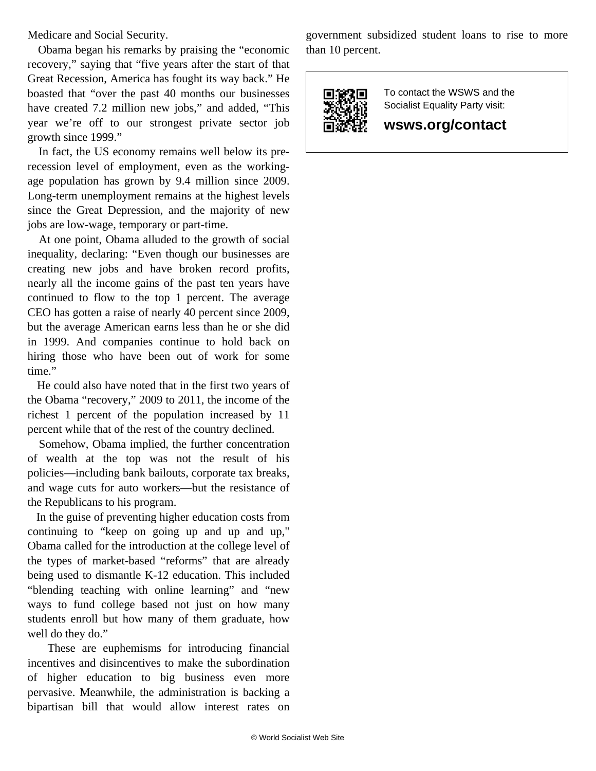Medicare and Social Security.

Obama began his remarks by praising the "economic recovery," saying that "five years after the start of that Great Recession, America has fought its way back." He boasted that "over the past 40 months our businesses have created 7.2 million new jobs," and added, "This year we're off to our strongest private sector job growth since 1999."

In fact, the US economy remains well below its pre-recession level of employment, even as the working-age population has grown by 9.4 million since 2009. Long-term unemployment remains at the highest levels since the Great Depression, and the majority of new jobs are low-wage, temporary or part-time.

At one point, Obama alluded to the growth of social inequality, declaring: "Even though our businesses are creating new jobs and have broken record profits, nearly all the income gains of the past ten years have continued to flow to the top 1 percent. The average CEO has gotten a raise of nearly 40 percent since 2009, but the average American earns less than he or she did in 1999. And companies continue to hold back on hiring those who have been out of work for some time."

He could also have noted that in the first two years of the Obama "recovery," 2009 to 2011, the income of the richest 1 percent of the population increased by 11 percent while that of the rest of the country declined.

Somehow, Obama implied, the further concentration of wealth at the top was not the result of his policies—including bank bailouts, corporate tax breaks, and wage cuts for auto workers—but the resistance of the Republicans to his program.

In the guise of preventing higher education costs from continuing to "keep on going up and up and up," Obama called for the introduction at the college level of the types of market-based "reforms" that are already being used to dismantle K-12 education. This included "blending teaching with online learning" and "new ways to fund college based not just on how many students enroll but how many of them graduate, how well do they do."

These are euphemisms for introducing financial incentives and disincentives to make the subordination of higher education to big business even more pervasive. Meanwhile, the administration is backing a bipartisan bill that would allow interest rates on government subsidized student loans to rise to more than 10 percent.

To contact the WSWS and the Socialist Equality Party visit:

**wsws.org/contact**